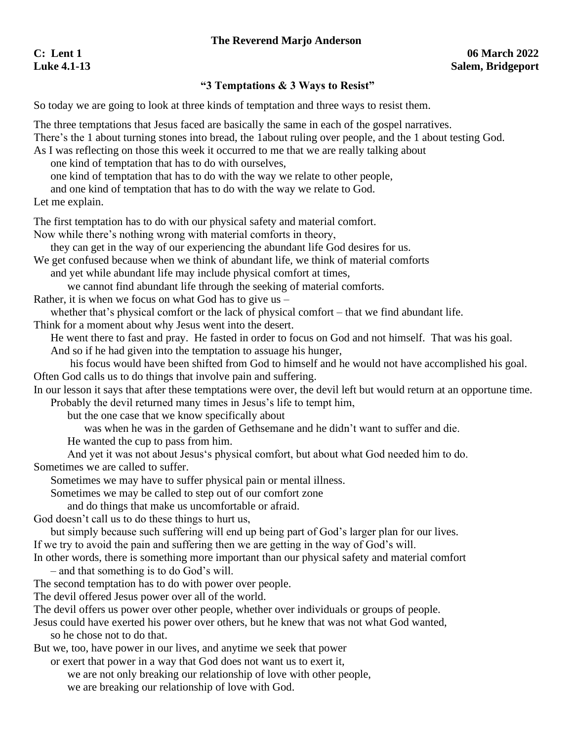**The Reverend Marjo Anderson**

**C: Lent 1** **06 March 2022**
**Luke 4.1-13** **Salem, Bridgeport**

### "3 Temptations & 3 Ways to Resist"

So today we are going to look at three kinds of temptation and three ways to resist them.

The three temptations that Jesus faced are basically the same in each of the gospel narratives.
There's the 1 about turning stones into bread, the 1about ruling over people, and the 1 about testing God.
As I was reflecting on those this week it occurred to me that we are really talking about
one kind of temptation that has to do with ourselves,
one kind of temptation that has to do with the way we relate to other people,
and one kind of temptation that has to do with the way we relate to God.
Let me explain.

The first temptation has to do with our physical safety and material comfort.
Now while there's nothing wrong with material comforts in theory,
they can get in the way of our experiencing the abundant life God desires for us.
We get confused because when we think of abundant life, we think of material comforts
and yet while abundant life may include physical comfort at times,
we cannot find abundant life through the seeking of material comforts.
Rather, it is when we focus on what God has to give us –
whether that's physical comfort or the lack of physical comfort – that we find abundant life.
Think for a moment about why Jesus went into the desert.
He went there to fast and pray. He fasted in order to focus on God and not himself. That was his goal.
And so if he had given into the temptation to assuage his hunger,
his focus would have been shifted from God to himself and he would not have accomplished his goal.
Often God calls us to do things that involve pain and suffering.
In our lesson it says that after these temptations were over, the devil left but would return at an opportune time.
Probably the devil returned many times in Jesus's life to tempt him,
but the one case that we know specifically about
was when he was in the garden of Gethsemane and he didn't want to suffer and die.
He wanted the cup to pass from him.
And yet it was not about Jesus's physical comfort, but about what God needed him to do.
Sometimes we are called to suffer.
Sometimes we may have to suffer physical pain or mental illness.
Sometimes we may be called to step out of our comfort zone
and do things that make us uncomfortable or afraid.
God doesn't call us to do these things to hurt us,
but simply because such suffering will end up being part of God's larger plan for our lives.
If we try to avoid the pain and suffering then we are getting in the way of God's will.
In other words, there is something more important than our physical safety and material comfort
– and that something is to do God's will.
The second temptation has to do with power over people.
The devil offered Jesus power over all of the world.
The devil offers us power over other people, whether over individuals or groups of people.
Jesus could have exerted his power over others, but he knew that was not what God wanted,
so he chose not to do that.
But we, too, have power in our lives, and anytime we seek that power
or exert that power in a way that God does not want us to exert it,
we are not only breaking our relationship of love with other people,
we are breaking our relationship of love with God.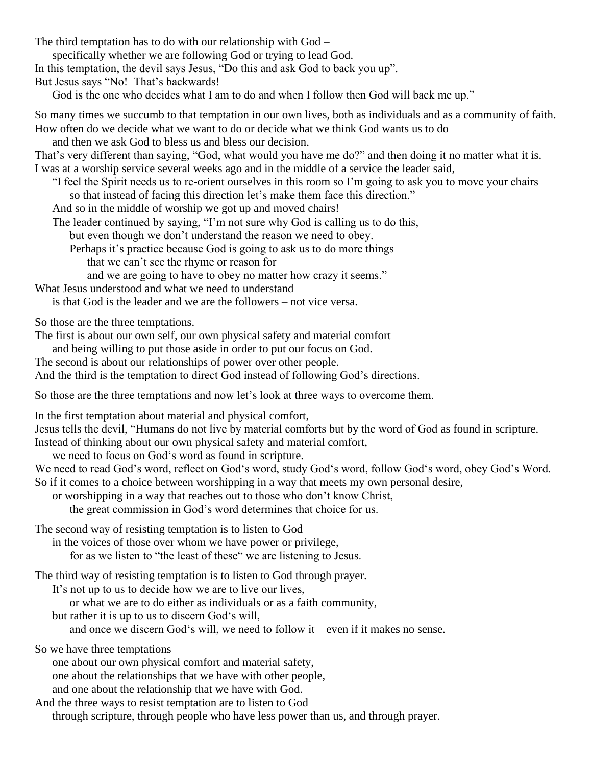The third temptation has to do with our relationship with God –
specifically whether we are following God or trying to lead God.
In this temptation, the devil says Jesus, "Do this and ask God to back you up".
But Jesus says "No! That's backwards!
God is the one who decides what I am to do and when I follow then God will back me up."

So many times we succumb to that temptation in our own lives, both as individuals and as a community of faith.
How often do we decide what we want to do or decide what we think God wants us to do
and then we ask God to bless us and bless our decision.
That's very different than saying, "God, what would you have me do?" and then doing it no matter what it is.
I was at a worship service several weeks ago and in the middle of a service the leader said,
"I feel the Spirit needs us to re-orient ourselves in this room so I'm going to ask you to move your chairs
so that instead of facing this direction let's make them face this direction."
And so in the middle of worship we got up and moved chairs!
The leader continued by saying, "I'm not sure why God is calling us to do this,
but even though we don't understand the reason we need to obey.
Perhaps it's practice because God is going to ask us to do more things
that we can't see the rhyme or reason for
and we are going to have to obey no matter how crazy it seems."
What Jesus understood and what we need to understand
is that God is the leader and we are the followers – not vice versa.

So those are the three temptations.
The first is about our own self, our own physical safety and material comfort
and being willing to put those aside in order to put our focus on God.
The second is about our relationships of power over other people.
And the third is the temptation to direct God instead of following God's directions.

So those are the three temptations and now let's look at three ways to overcome them.

In the first temptation about material and physical comfort,
Jesus tells the devil, "Humans do not live by material comforts but by the word of God as found in scripture.
Instead of thinking about our own physical safety and material comfort,
we need to focus on God's word as found in scripture.
We need to read God's word, reflect on God's word, study God's word, follow God's word, obey God's Word.
So if it comes to a choice between worshipping in a way that meets my own personal desire,
or worshipping in a way that reaches out to those who don't know Christ,
the great commission in God's word determines that choice for us.

The second way of resisting temptation is to listen to God
in the voices of those over whom we have power or privilege,
for as we listen to "the least of these" we are listening to Jesus.

The third way of resisting temptation is to listen to God through prayer.
It's not up to us to decide how we are to live our lives,
or what we are to do either as individuals or as a faith community,
but rather it is up to us to discern God's will,
and once we discern God's will, we need to follow it – even if it makes no sense.

So we have three temptations –
one about our own physical comfort and material safety,
one about the relationships that we have with other people,
and one about the relationship that we have with God.
And the three ways to resist temptation are to listen to God
through scripture, through people who have less power than us, and through prayer.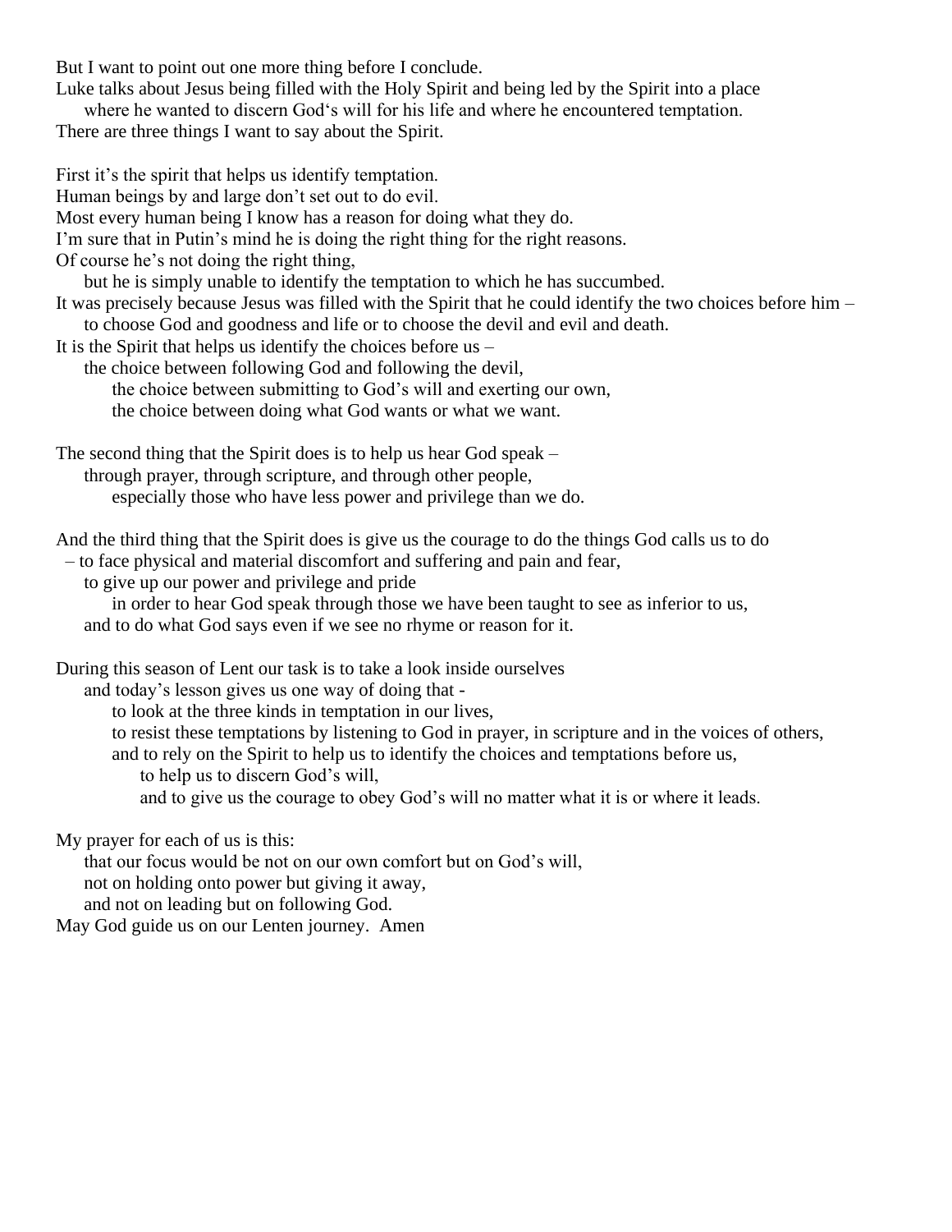But I want to point out one more thing before I conclude.
Luke talks about Jesus being filled with the Holy Spirit and being led by the Spirit into a place
where he wanted to discern God's will for his life and where he encountered temptation.
There are three things I want to say about the Spirit.

First it's the spirit that helps us identify temptation.
Human beings by and large don't set out to do evil.
Most every human being I know has a reason for doing what they do.
I'm sure that in Putin's mind he is doing the right thing for the right reasons.
Of course he's not doing the right thing,
but he is simply unable to identify the temptation to which he has succumbed.
It was precisely because Jesus was filled with the Spirit that he could identify the two choices before him –
to choose God and goodness and life or to choose the devil and evil and death.
It is the Spirit that helps us identify the choices before us –
the choice between following God and following the devil,
the choice between submitting to God's will and exerting our own,
the choice between doing what God wants or what we want.

The second thing that the Spirit does is to help us hear God speak –
through prayer, through scripture, and through other people,
especially those who have less power and privilege than we do.

And the third thing that the Spirit does is give us the courage to do the things God calls us to do
– to face physical and material discomfort and suffering and pain and fear,
to give up our power and privilege and pride
in order to hear God speak through those we have been taught to see as inferior to us,
and to do what God says even if we see no rhyme or reason for it.

During this season of Lent our task is to take a look inside ourselves
and today's lesson gives us one way of doing that -
to look at the three kinds in temptation in our lives,
to resist these temptations by listening to God in prayer, in scripture and in the voices of others,
and to rely on the Spirit to help us to identify the choices and temptations before us,
to help us to discern God's will,
and to give us the courage to obey God's will no matter what it is or where it leads.

My prayer for each of us is this:
that our focus would be not on our own comfort but on God's will,
not on holding onto power but giving it away,
and not on leading but on following God.
May God guide us on our Lenten journey. Amen